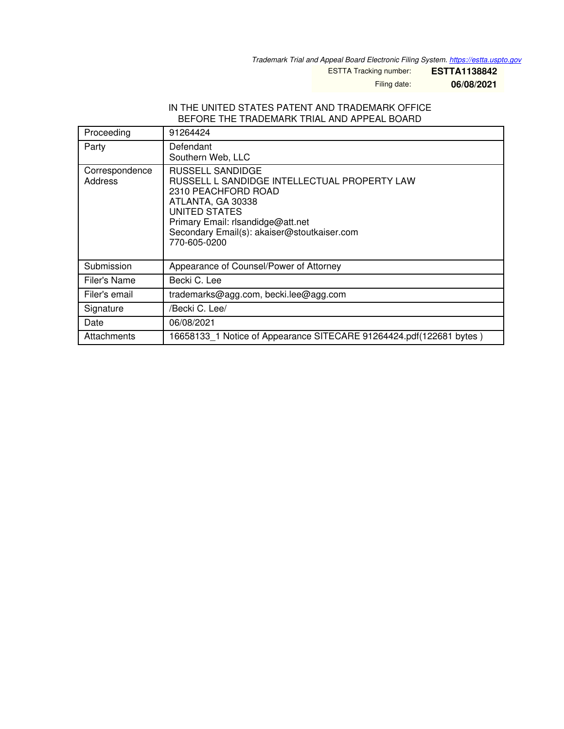*Trademark Trial and Appeal Board Electronic Filing System. https://estta.uspto.gov*

ESTTA Tracking number: **ESTTA1138842**

Filing date: **06/08/2021**

IN THE UNITED STATES PATENT AND TRADEMARK OFFICE
BEFORE THE TRADEMARK TRIAL AND APPEAL BOARD

| | |
|---|---|
| Proceeding | 91264424 |
| Party | Defendant<br>Southern Web, LLC |
| Correspondence Address | RUSSELL SANDIDGE<br>RUSSELL L SANDIDGE INTELLECTUAL PROPERTY LAW<br>2310 PEACHFORD ROAD<br>ATLANTA, GA 30338<br>UNITED STATES<br>Primary Email: rlsandidge@att.net<br>Secondary Email(s): akaiser@stoutkaiser.com<br>770-605-0200 |
| Submission | Appearance of Counsel/Power of Attorney |
| Filer's Name | Becki C. Lee |
| Filer's email | trademarks@agg.com, becki.lee@agg.com |
| Signature | /Becki C. Lee/ |
| Date | 06/08/2021 |
| Attachments | 16658133_1 Notice of Appearance SITECARE 91264424.pdf(122681 bytes ) |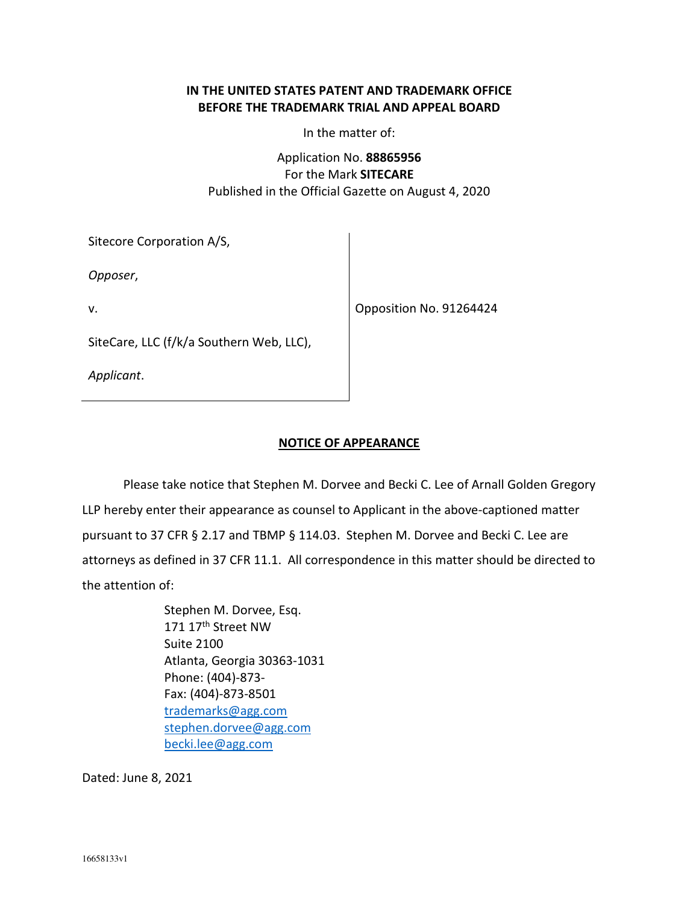**IN THE UNITED STATES PATENT AND TRADEMARK OFFICE**
**BEFORE THE TRADEMARK TRIAL AND APPEAL BOARD**

In the matter of:

Application No. **88865956**
For the Mark **SITECARE**
Published in the Official Gazette on August 4, 2020

| | |
|---|---|
| Sitecore Corporation A/S,<br><br>*Opposer*,<br><br>v.<br><br>SiteCare, LLC (f/k/a Southern Web, LLC),<br><br>*Applicant*. | Opposition No. 91264424 |

**NOTICE OF APPEARANCE**

Please take notice that Stephen M. Dorvee and Becki C. Lee of Arnall Golden Gregory LLP hereby enter their appearance as counsel to Applicant in the above-captioned matter pursuant to 37 CFR § 2.17 and TBMP § 114.03. Stephen M. Dorvee and Becki C. Lee are attorneys as defined in 37 CFR 11.1. All correspondence in this matter should be directed to the attention of:

> Stephen M. Dorvee, Esq.
> 171 17th Street NW
> Suite 2100
> Atlanta, Georgia 30363-1031
> Phone: (404)-873-
> Fax: (404)-873-8501
> trademarks@agg.com
> stephen.dorvee@agg.com
> becki.lee@agg.com

Dated: June 8, 2021

16658133v1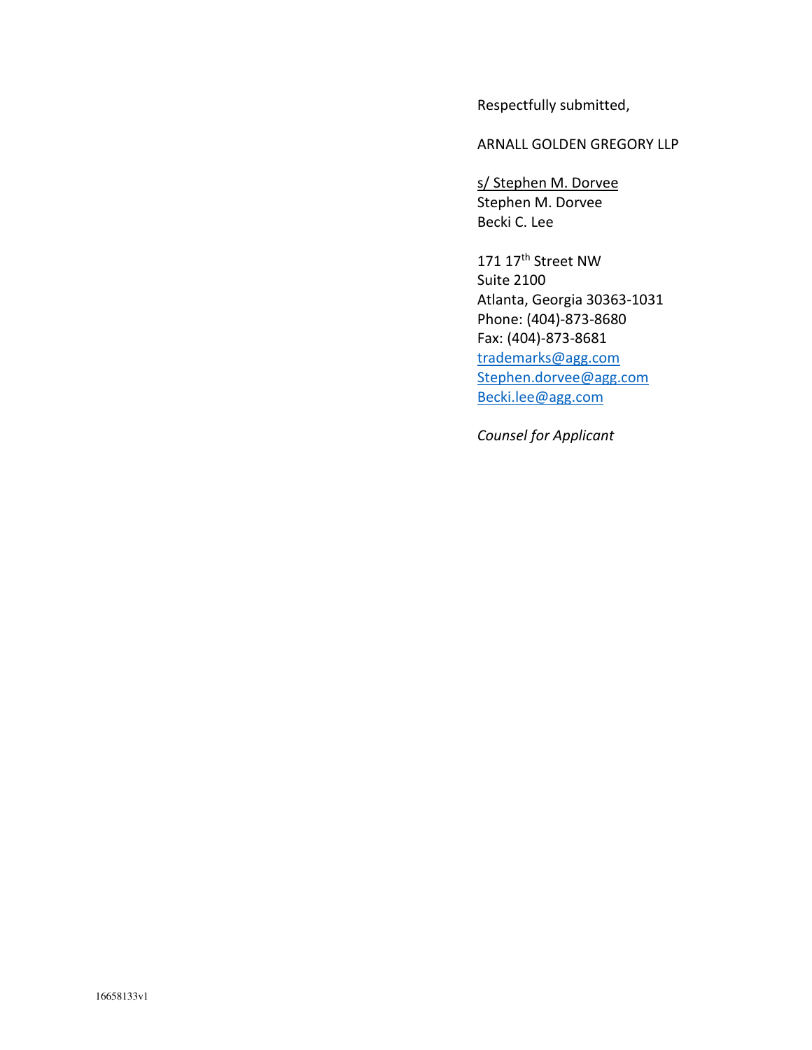Respectfully submitted,

ARNALL GOLDEN GREGORY LLP

s/ Stephen M. Dorvee
Stephen M. Dorvee
Becki C. Lee

171 17th Street NW
Suite 2100
Atlanta, Georgia 30363-1031
Phone: (404)-873-8680
Fax: (404)-873-8681
trademarks@agg.com
Stephen.dorvee@agg.com
Becki.lee@agg.com

*Counsel for Applicant*

16658133v1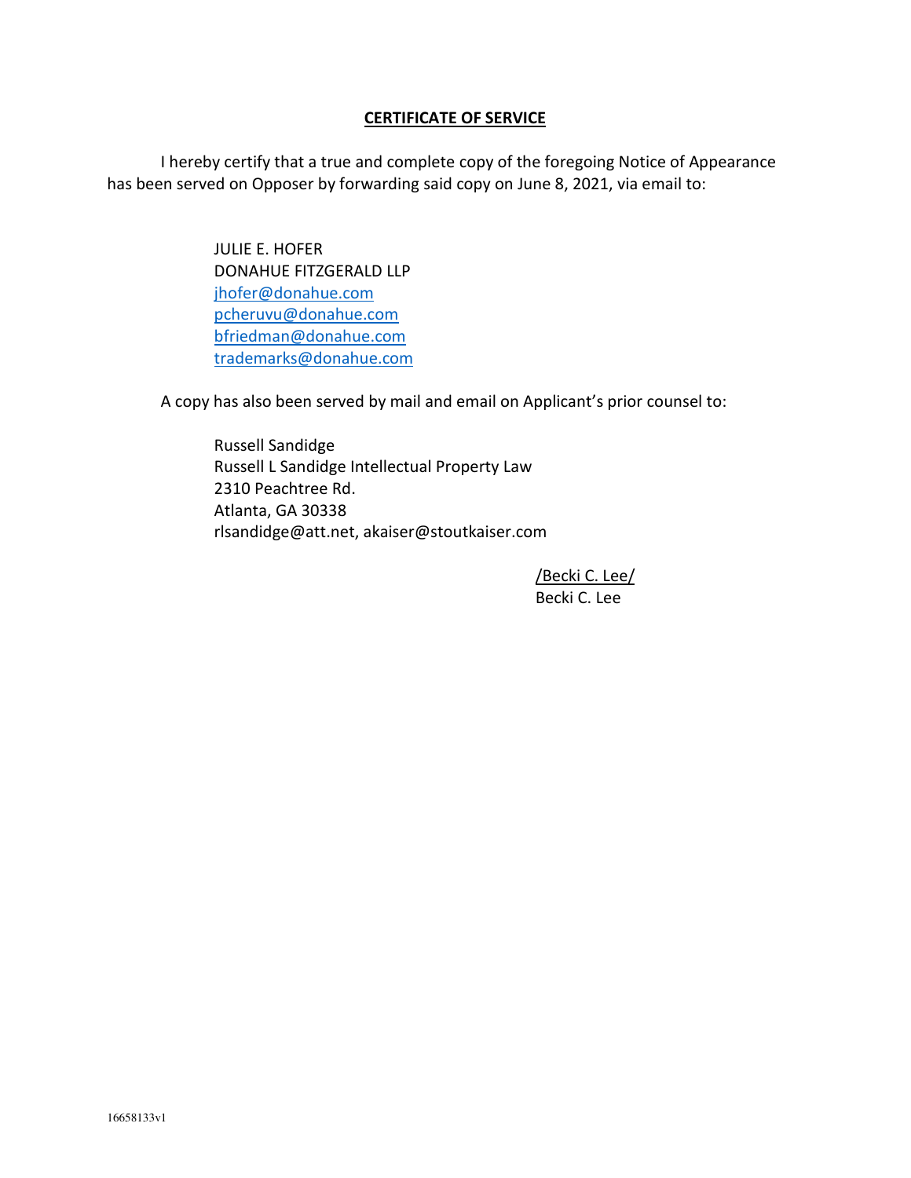## CERTIFICATE OF SERVICE

I hereby certify that a true and complete copy of the foregoing Notice of Appearance has been served on Opposer by forwarding said copy on June 8, 2021, via email to:

JULIE E. HOFER
DONAHUE FITZGERALD LLP
jhofer@donahue.com
pcheruvu@donahue.com
bfriedman@donahue.com
trademarks@donahue.com

A copy has also been served by mail and email on Applicant's prior counsel to:

Russell Sandidge
Russell L Sandidge Intellectual Property Law
2310 Peachtree Rd.
Atlanta, GA 30338
rlsandidge@att.net, akaiser@stoutkaiser.com

/Becki C. Lee/
Becki C. Lee

16658133v1